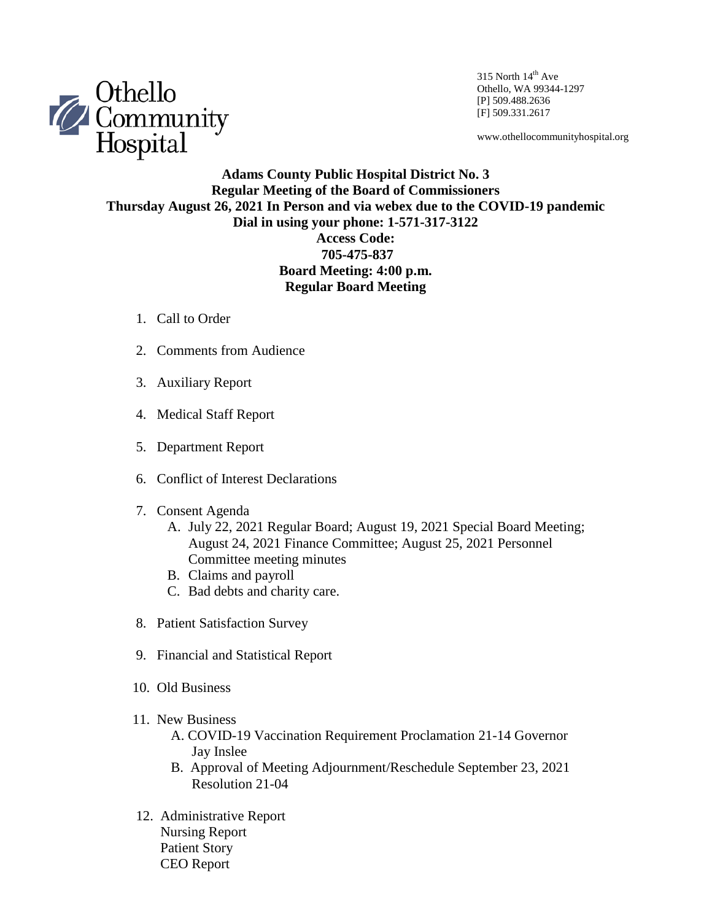Othello Community Hospital

315 North 14th Ave
Othello, WA 99344-1297
[P] 509.488.2636
[F] 509.331.2617

www.othellocommunityhospital.org

**Adams County Public Hospital District No. 3**
**Regular Meeting of the Board of Commissioners**
**Thursday August 26, 2021 In Person and via webex due to the COVID-19 pandemic**
**Dial in using your phone: 1-571-317-3122**
**Access Code:**
**705-475-837**
**Board Meeting: 4:00 p.m.**
**Regular Board Meeting**

1. Call to Order
2. Comments from Audience
3. Auxiliary Report
4. Medical Staff Report
5. Department Report
6. Conflict of Interest Declarations
7. Consent Agenda
   - A. July 22, 2021 Regular Board; August 19, 2021 Special Board Meeting; August 24, 2021 Finance Committee; August 25, 2021 Personnel Committee meeting minutes
   - B. Claims and payroll
   - C. Bad debts and charity care.
8. Patient Satisfaction Survey
9. Financial and Statistical Report
10. Old Business
11. New Business
    - A. COVID-19 Vaccination Requirement Proclamation 21-14 Governor Jay Inslee
    - B. Approval of Meeting Adjournment/Reschedule September 23, 2021 Resolution 21-04
12. Administrative Report
    Nursing Report
    Patient Story
    CEO Report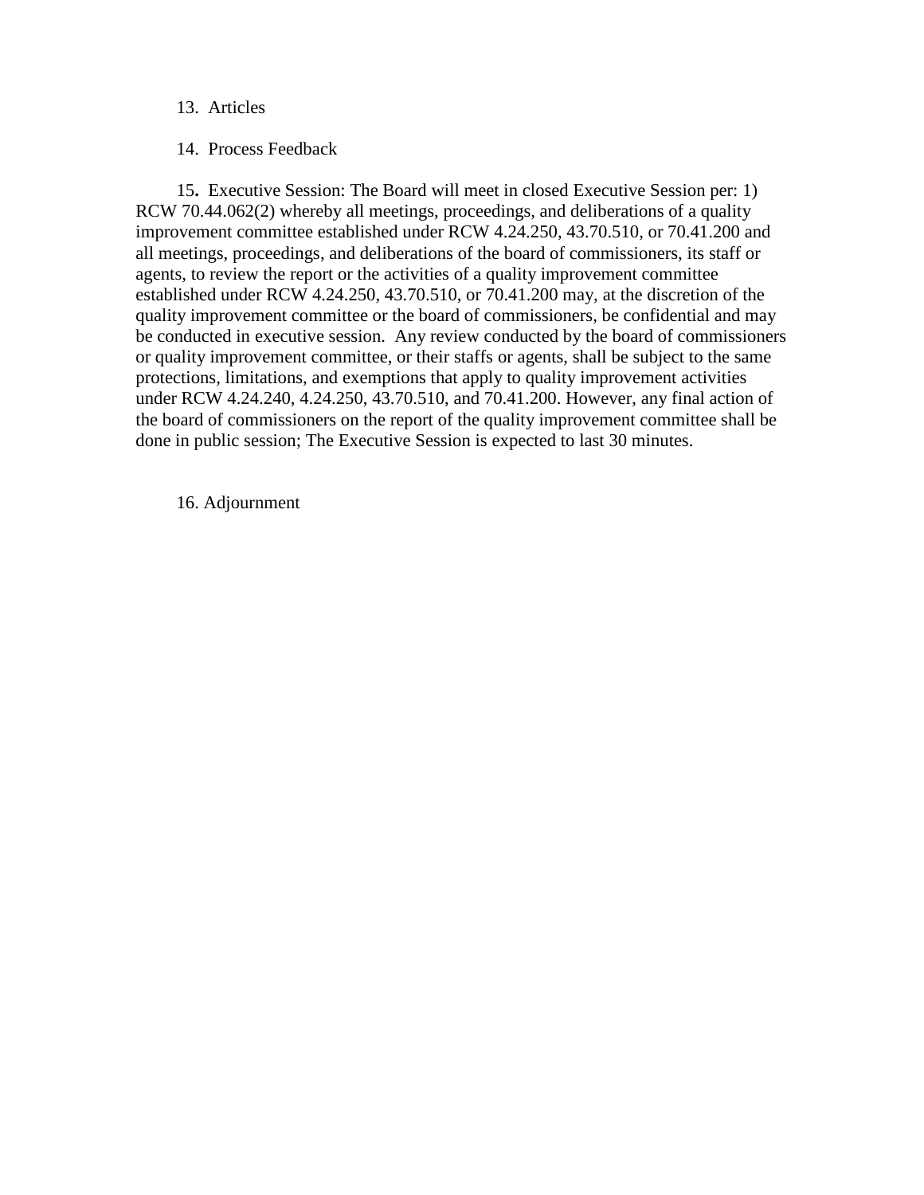13. Articles

14. Process Feedback

15. Executive Session: The Board will meet in closed Executive Session per: 1) RCW 70.44.062(2) whereby all meetings, proceedings, and deliberations of a quality improvement committee established under RCW 4.24.250, 43.70.510, or 70.41.200 and all meetings, proceedings, and deliberations of the board of commissioners, its staff or agents, to review the report or the activities of a quality improvement committee established under RCW 4.24.250, 43.70.510, or 70.41.200 may, at the discretion of the quality improvement committee or the board of commissioners, be confidential and may be conducted in executive session. Any review conducted by the board of commissioners or quality improvement committee, or their staffs or agents, shall be subject to the same protections, limitations, and exemptions that apply to quality improvement activities under RCW 4.24.240, 4.24.250, 43.70.510, and 70.41.200. However, any final action of the board of commissioners on the report of the quality improvement committee shall be done in public session; The Executive Session is expected to last 30 minutes.

16. Adjournment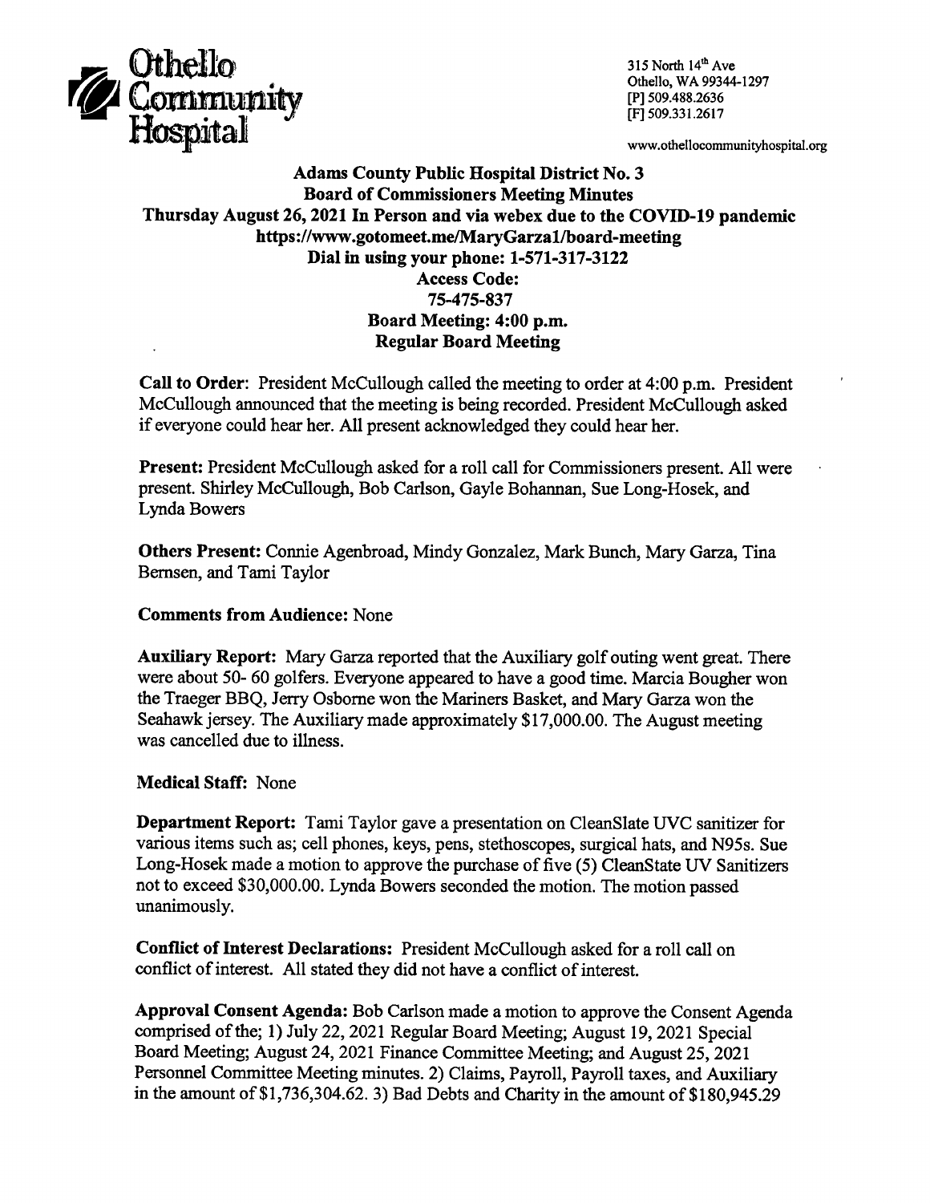Othello Community Hospital

315 North 14th Ave
Othello, WA 99344-1297
[P] 509.488.2636
[F] 509.331.2617

www.othellocommunityhospital.org

**Adams County Public Hospital District No. 3**
**Board of Commissioners Meeting Minutes**
**Thursday August 26, 2021 In Person and via webex due to the COVID-19 pandemic**
**https://www.gotomeet.me/MaryGarza1/board-meeting**
**Dial in using your phone: 1-571-317-3122**
**Access Code:**
**75-475-837**
**Board Meeting: 4:00 p.m.**
**Regular Board Meeting**

**Call to Order**: President McCullough called the meeting to order at 4:00 p.m. President McCullough announced that the meeting is being recorded. President McCullough asked if everyone could hear her. All present acknowledged they could hear her.

**Present:** President McCullough asked for a roll call for Commissioners present. All were present. Shirley McCullough, Bob Carlson, Gayle Bohannan, Sue Long-Hosek, and Lynda Bowers

**Others Present:** Connie Agenbroad, Mindy Gonzalez, Mark Bunch, Mary Garza, Tina Bernsen, and Tami Taylor

**Comments from Audience:** None

**Auxiliary Report:** Mary Garza reported that the Auxiliary golf outing went great. There were about 50- 60 golfers. Everyone appeared to have a good time. Marcia Bougher won the Traeger BBQ, Jerry Osborne won the Mariners Basket, and Mary Garza won the Seahawk jersey. The Auxiliary made approximately $17,000.00. The August meeting was cancelled due to illness.

**Medical Staff:** None

**Department Report:** Tami Taylor gave a presentation on CleanSlate UVC sanitizer for various items such as; cell phones, keys, pens, stethoscopes, surgical hats, and N95s. Sue Long-Hosek made a motion to approve the purchase of five (5) CleanState UV Sanitizers not to exceed $30,000.00. Lynda Bowers seconded the motion. The motion passed unanimously.

**Conflict of Interest Declarations:** President McCullough asked for a roll call on conflict of interest. All stated they did not have a conflict of interest.

**Approval Consent Agenda:** Bob Carlson made a motion to approve the Consent Agenda comprised of the; 1) July 22, 2021 Regular Board Meeting; August 19, 2021 Special Board Meeting; August 24, 2021 Finance Committee Meeting; and August 25, 2021 Personnel Committee Meeting minutes. 2) Claims, Payroll, Payroll taxes, and Auxiliary in the amount of $1,736,304.62. 3) Bad Debts and Charity in the amount of $180,945.29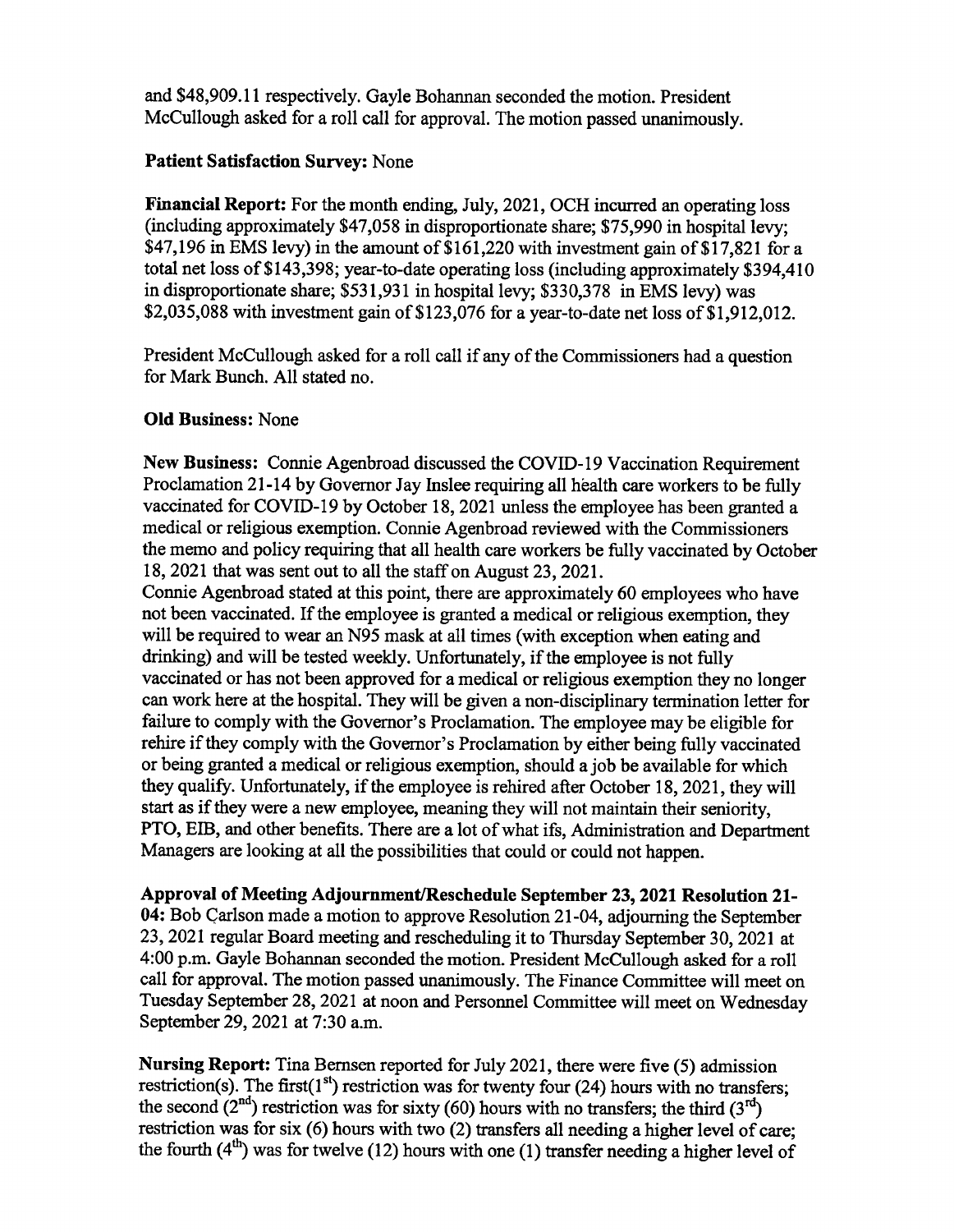and $48,909.11 respectively. Gayle Bohannan seconded the motion. President McCullough asked for a roll call for approval. The motion passed unanimously.

**Patient Satisfaction Survey:** None

**Financial Report:** For the month ending, July, 2021, OCH incurred an operating loss (including approximately $47,058 in disproportionate share; $75,990 in hospital levy; $47,196 in EMS levy) in the amount of $161,220 with investment gain of $17,821 for a total net loss of $143,398; year-to-date operating loss (including approximately $394,410 in disproportionate share; $531,931 in hospital levy; $330,378 in EMS levy) was $2,035,088 with investment gain of $123,076 for a year-to-date net loss of $1,912,012.

President McCullough asked for a roll call if any of the Commissioners had a question for Mark Bunch. All stated no.

**Old Business:** None

**New Business:** Connie Agenbroad discussed the COVID-19 Vaccination Requirement Proclamation 21-14 by Governor Jay Inslee requiring all health care workers to be fully vaccinated for COVID-19 by October 18, 2021 unless the employee has been granted a medical or religious exemption. Connie Agenbroad reviewed with the Commissioners the memo and policy requiring that all health care workers be fully vaccinated by October 18, 2021 that was sent out to all the staff on August 23, 2021.

Connie Agenbroad stated at this point, there are approximately 60 employees who have not been vaccinated. If the employee is granted a medical or religious exemption, they will be required to wear an N95 mask at all times (with exception when eating and drinking) and will be tested weekly. Unfortunately, if the employee is not fully vaccinated or has not been approved for a medical or religious exemption they no longer can work here at the hospital. They will be given a non-disciplinary termination letter for failure to comply with the Governor's Proclamation. The employee may be eligible for rehire if they comply with the Governor's Proclamation by either being fully vaccinated or being granted a medical or religious exemption, should a job be available for which they qualify. Unfortunately, if the employee is rehired after October 18, 2021, they will start as if they were a new employee, meaning they will not maintain their seniority, PTO, EIB, and other benefits. There are a lot of what ifs, Administration and Department Managers are looking at all the possibilities that could or could not happen.

**Approval of Meeting Adjournment/Reschedule September 23, 2021 Resolution 21-04:** Bob Carlson made a motion to approve Resolution 21-04, adjourning the September 23, 2021 regular Board meeting and rescheduling it to Thursday September 30, 2021 at 4:00 p.m. Gayle Bohannan seconded the motion. President McCullough asked for a roll call for approval. The motion passed unanimously. The Finance Committee will meet on Tuesday September 28, 2021 at noon and Personnel Committee will meet on Wednesday September 29, 2021 at 7:30 a.m.

**Nursing Report:** Tina Bernsen reported for July 2021, there were five (5) admission restriction(s). The first(1st) restriction was for twenty four (24) hours with no transfers; the second (2nd) restriction was for sixty (60) hours with no transfers; the third (3rd) restriction was for six (6) hours with two (2) transfers all needing a higher level of care; the fourth (4th) was for twelve (12) hours with one (1) transfer needing a higher level of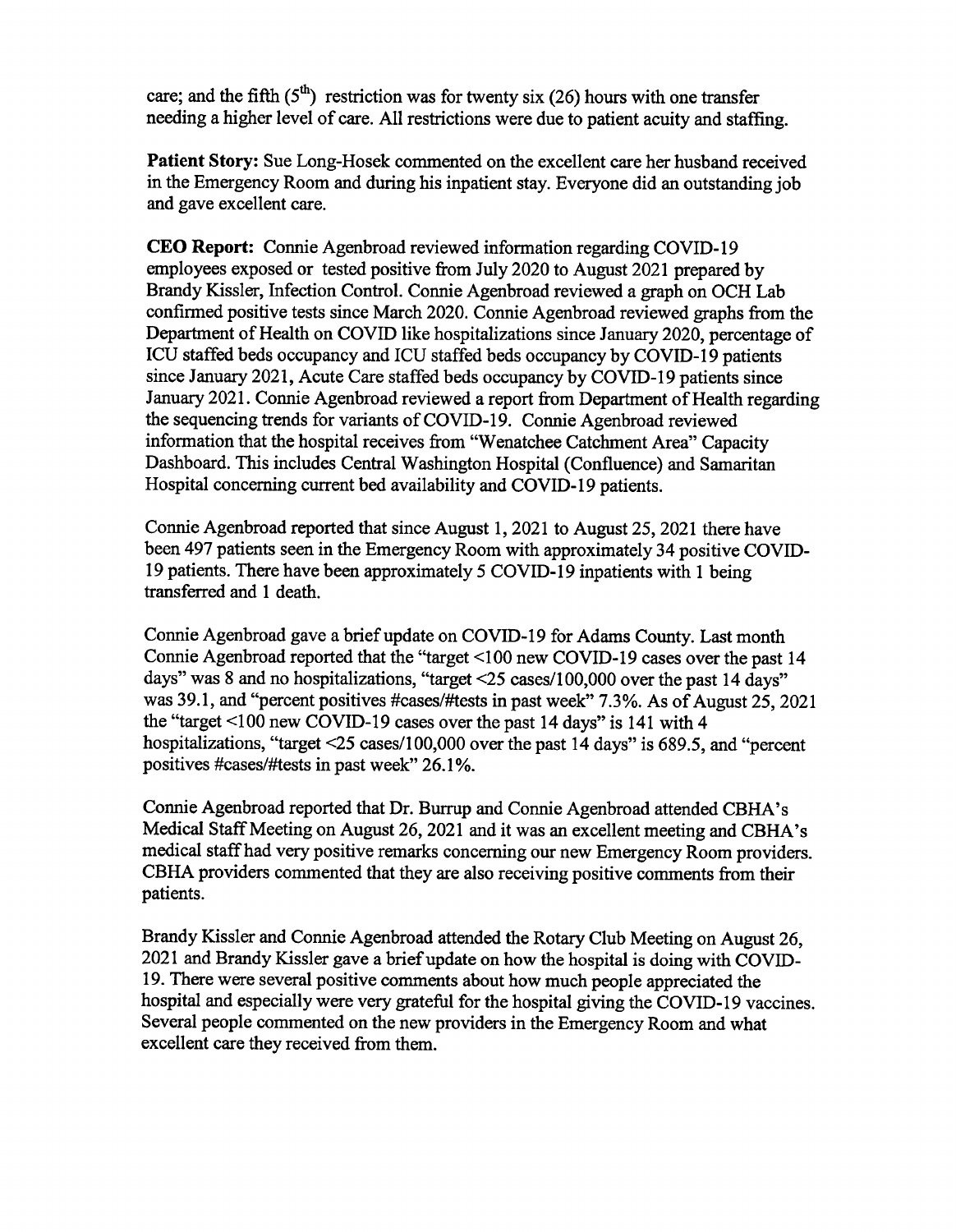care; and the fifth ($5^{th}$) restriction was for twenty six (26) hours with one transfer needing a higher level of care. All restrictions were due to patient acuity and staffing.

**Patient Story:** Sue Long-Hosek commented on the excellent care her husband received in the Emergency Room and during his inpatient stay. Everyone did an outstanding job and gave excellent care.

**CEO Report:** Connie Agenbroad reviewed information regarding COVID-19 employees exposed or tested positive from July 2020 to August 2021 prepared by Brandy Kissler, Infection Control. Connie Agenbroad reviewed a graph on OCH Lab confirmed positive tests since March 2020. Connie Agenbroad reviewed graphs from the Department of Health on COVID like hospitalizations since January 2020, percentage of ICU staffed beds occupancy and ICU staffed beds occupancy by COVID-19 patients since January 2021, Acute Care staffed beds occupancy by COVID-19 patients since January 2021. Connie Agenbroad reviewed a report from Department of Health regarding the sequencing trends for variants of COVID-19. Connie Agenbroad reviewed information that the hospital receives from "Wenatchee Catchment Area" Capacity Dashboard. This includes Central Washington Hospital (Confluence) and Samaritan Hospital concerning current bed availability and COVID-19 patients.

Connie Agenbroad reported that since August 1, 2021 to August 25, 2021 there have been 497 patients seen in the Emergency Room with approximately 34 positive COVID-19 patients. There have been approximately 5 COVID-19 inpatients with 1 being transferred and 1 death.

Connie Agenbroad gave a brief update on COVID-19 for Adams County. Last month Connie Agenbroad reported that the "target <100 new COVID-19 cases over the past 14 days" was 8 and no hospitalizations, "target <25 cases/100,000 over the past 14 days" was 39.1, and "percent positives #cases/#tests in past week" 7.3%. As of August 25, 2021 the "target <100 new COVID-19 cases over the past 14 days" is 141 with 4 hospitalizations, "target <25 cases/100,000 over the past 14 days" is 689.5, and "percent positives #cases/#tests in past week" 26.1%.

Connie Agenbroad reported that Dr. Burrup and Connie Agenbroad attended CBHA's Medical Staff Meeting on August 26, 2021 and it was an excellent meeting and CBHA's medical staff had very positive remarks concerning our new Emergency Room providers. CBHA providers commented that they are also receiving positive comments from their patients.

Brandy Kissler and Connie Agenbroad attended the Rotary Club Meeting on August 26, 2021 and Brandy Kissler gave a brief update on how the hospital is doing with COVID-19. There were several positive comments about how much people appreciated the hospital and especially were very grateful for the hospital giving the COVID-19 vaccines. Several people commented on the new providers in the Emergency Room and what excellent care they received from them.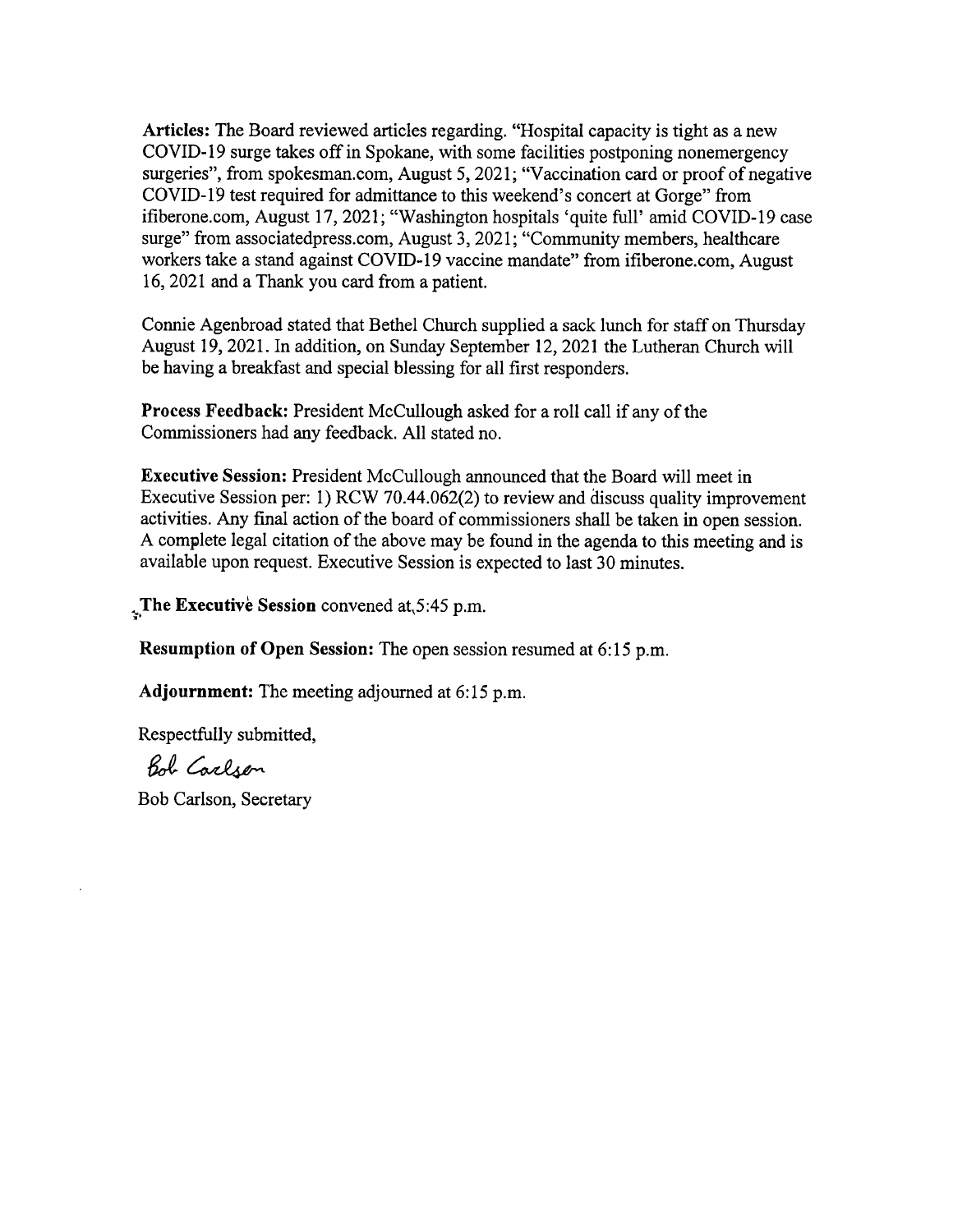**Articles:** The Board reviewed articles regarding. "Hospital capacity is tight as a new COVID-19 surge takes off in Spokane, with some facilities postponing nonemergency surgeries", from spokesman.com, August 5, 2021; "Vaccination card or proof of negative COVID-19 test required for admittance to this weekend's concert at Gorge" from ifiberone.com, August 17, 2021; "Washington hospitals 'quite full' amid COVID-19 case surge" from associatedpress.com, August 3, 2021; "Community members, healthcare workers take a stand against COVID-19 vaccine mandate" from ifiberone.com, August 16, 2021 and a Thank you card from a patient.

Connie Agenbroad stated that Bethel Church supplied a sack lunch for staff on Thursday August 19, 2021. In addition, on Sunday September 12, 2021 the Lutheran Church will be having a breakfast and special blessing for all first responders.

**Process Feedback:** President McCullough asked for a roll call if any of the Commissioners had any feedback. All stated no.

**Executive Session:** President McCullough announced that the Board will meet in Executive Session per: 1) RCW 70.44.062(2) to review and discuss quality improvement activities. Any final action of the board of commissioners shall be taken in open session. A complete legal citation of the above may be found in the agenda to this meeting and is available upon request. Executive Session is expected to last 30 minutes.

**The Executive Session** convened at 5:45 p.m.

**Resumption of Open Session:** The open session resumed at 6:15 p.m.

**Adjournment:** The meeting adjourned at 6:15 p.m.

Respectfully submitted,

Bob Carlson

Bob Carlson, Secretary